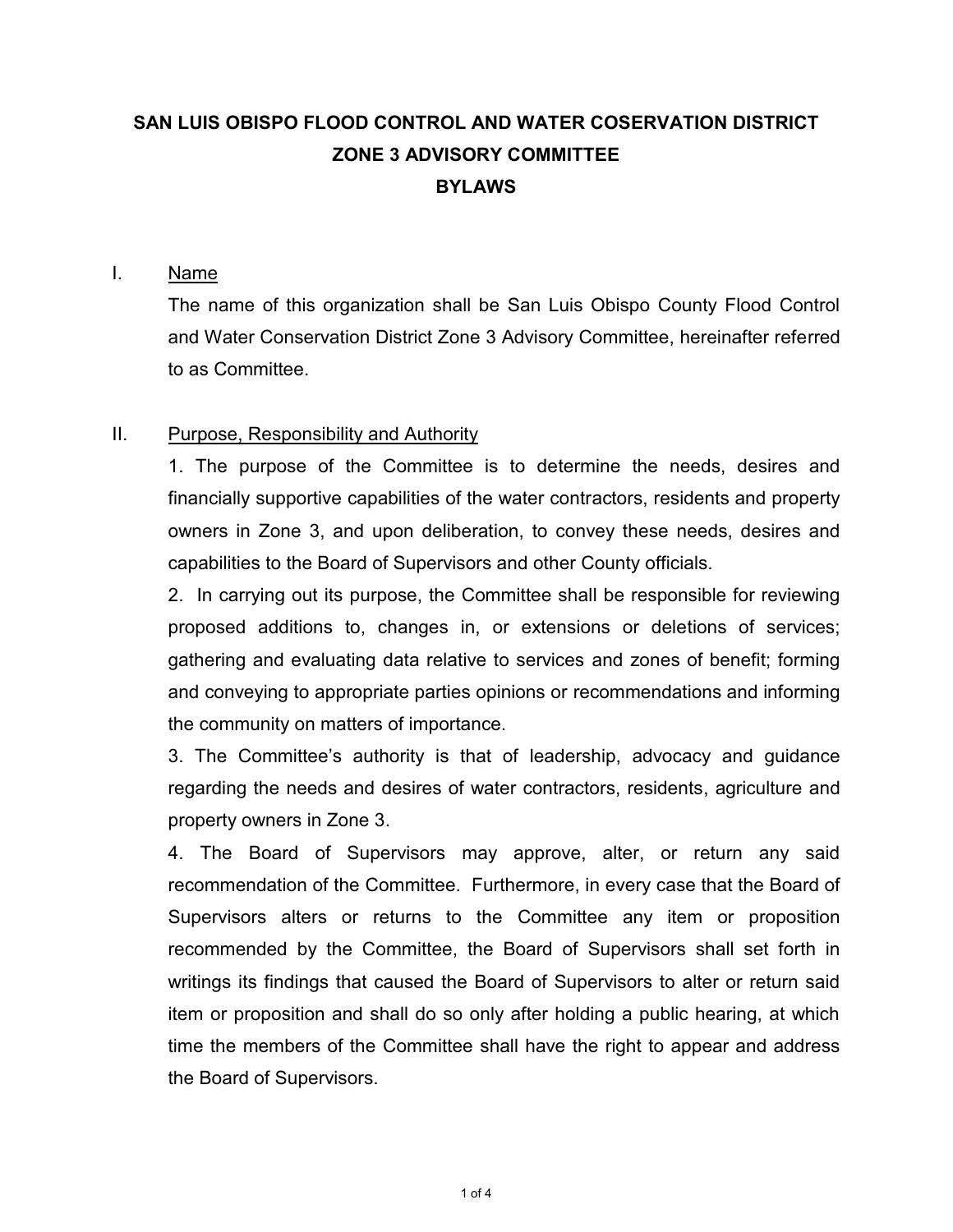# SAN LUIS OBISPO FLOOD CONTROL AND WATER COSERVATION DISTRICT
# ZONE 3 ADVISORY COMMITTEE
# BYLAWS

## I. Name

The name of this organization shall be San Luis Obispo County Flood Control and Water Conservation District Zone 3 Advisory Committee, hereinafter referred to as Committee.

## II. Purpose, Responsibility and Authority

1. The purpose of the Committee is to determine the needs, desires and financially supportive capabilities of the water contractors, residents and property owners in Zone 3, and upon deliberation, to convey these needs, desires and capabilities to the Board of Supervisors and other County officials.

2. In carrying out its purpose, the Committee shall be responsible for reviewing proposed additions to, changes in, or extensions or deletions of services; gathering and evaluating data relative to services and zones of benefit; forming and conveying to appropriate parties opinions or recommendations and informing the community on matters of importance.

3. The Committee's authority is that of leadership, advocacy and guidance regarding the needs and desires of water contractors, residents, agriculture and property owners in Zone 3.

4. The Board of Supervisors may approve, alter, or return any said recommendation of the Committee. Furthermore, in every case that the Board of Supervisors alters or returns to the Committee any item or proposition recommended by the Committee, the Board of Supervisors shall set forth in writings its findings that caused the Board of Supervisors to alter or return said item or proposition and shall do so only after holding a public hearing, at which time the members of the Committee shall have the right to appear and address the Board of Supervisors.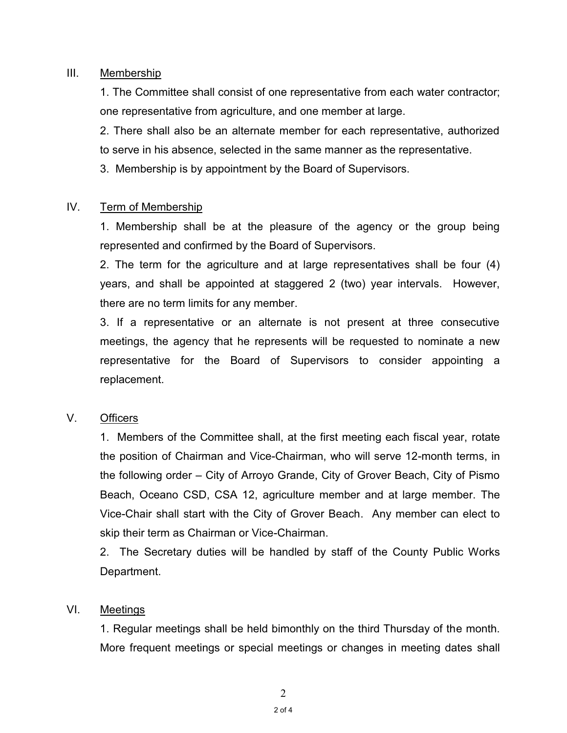## III. Membership

1. The Committee shall consist of one representative from each water contractor; one representative from agriculture, and one member at large.
2. There shall also be an alternate member for each representative, authorized to serve in his absence, selected in the same manner as the representative.
3. Membership is by appointment by the Board of Supervisors.

## IV. Term of Membership

1. Membership shall be at the pleasure of the agency or the group being represented and confirmed by the Board of Supervisors.
2. The term for the agriculture and at large representatives shall be four (4) years, and shall be appointed at staggered 2 (two) year intervals. However, there are no term limits for any member.
3. If a representative or an alternate is not present at three consecutive meetings, the agency that he represents will be requested to nominate a new representative for the Board of Supervisors to consider appointing a replacement.

## V. Officers

1. Members of the Committee shall, at the first meeting each fiscal year, rotate the position of Chairman and Vice-Chairman, who will serve 12-month terms, in the following order – City of Arroyo Grande, City of Grover Beach, City of Pismo Beach, Oceano CSD, CSA 12, agriculture member and at large member. The Vice-Chair shall start with the City of Grover Beach. Any member can elect to skip their term as Chairman or Vice-Chairman.
2. The Secretary duties will be handled by staff of the County Public Works Department.

## VI. Meetings

1. Regular meetings shall be held bimonthly on the third Thursday of the month. More frequent meetings or special meetings or changes in meeting dates shall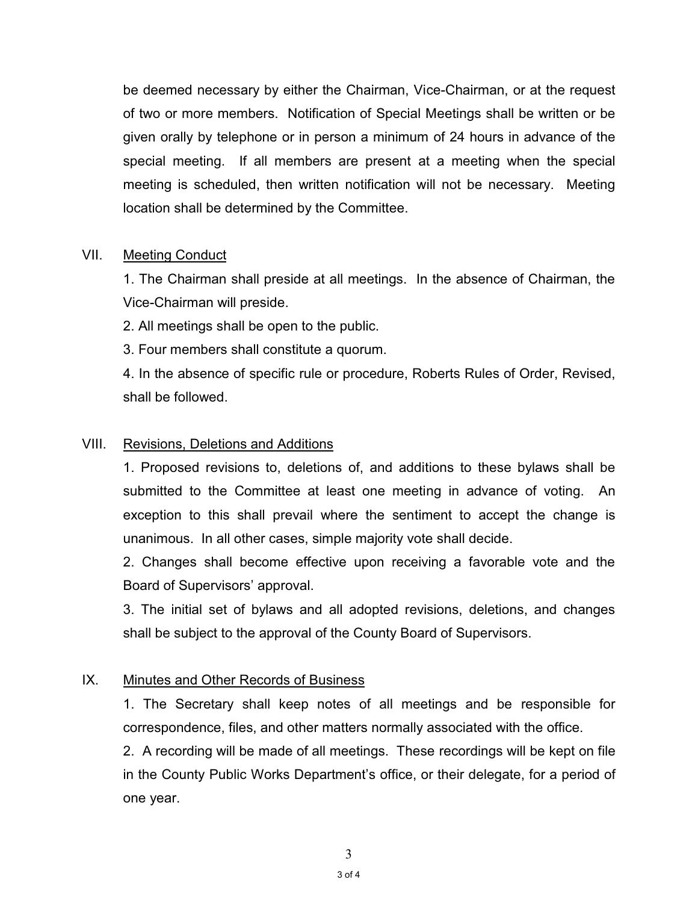be deemed necessary by either the Chairman, Vice-Chairman, or at the request of two or more members. Notification of Special Meetings shall be written or be given orally by telephone or in person a minimum of 24 hours in advance of the special meeting. If all members are present at a meeting when the special meeting is scheduled, then written notification will not be necessary. Meeting location shall be determined by the Committee.

## VII. Meeting Conduct

1. The Chairman shall preside at all meetings. In the absence of Chairman, the Vice-Chairman will preside.
2. All meetings shall be open to the public.
3. Four members shall constitute a quorum.
4. In the absence of specific rule or procedure, Roberts Rules of Order, Revised, shall be followed.

## VIII. Revisions, Deletions and Additions

1. Proposed revisions to, deletions of, and additions to these bylaws shall be submitted to the Committee at least one meeting in advance of voting. An exception to this shall prevail where the sentiment to accept the change is unanimous. In all other cases, simple majority vote shall decide.
2. Changes shall become effective upon receiving a favorable vote and the Board of Supervisors' approval.
3. The initial set of bylaws and all adopted revisions, deletions, and changes shall be subject to the approval of the County Board of Supervisors.

## IX. Minutes and Other Records of Business

1. The Secretary shall keep notes of all meetings and be responsible for correspondence, files, and other matters normally associated with the office.
2. A recording will be made of all meetings. These recordings will be kept on file in the County Public Works Department's office, or their delegate, for a period of one year.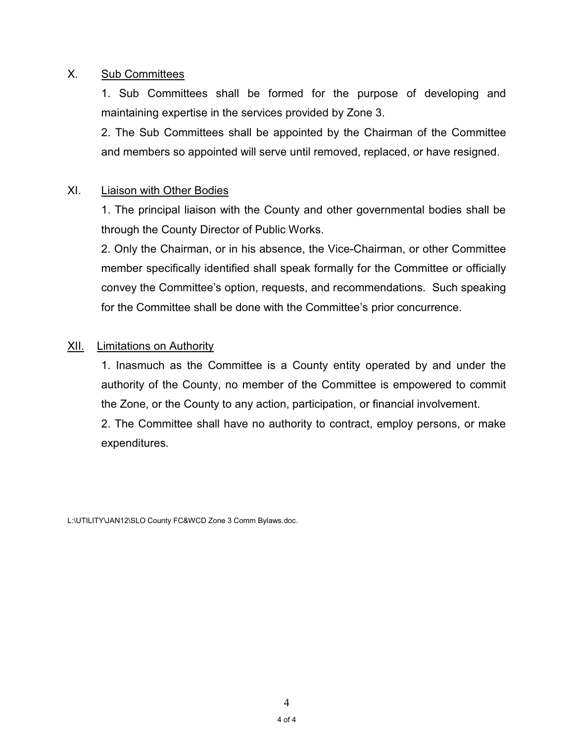## X. Sub Committees

1. Sub Committees shall be formed for the purpose of developing and maintaining expertise in the services provided by Zone 3.

2. The Sub Committees shall be appointed by the Chairman of the Committee and members so appointed will serve until removed, replaced, or have resigned.

## XI. Liaison with Other Bodies

1. The principal liaison with the County and other governmental bodies shall be through the County Director of Public Works.

2. Only the Chairman, or in his absence, the Vice-Chairman, or other Committee member specifically identified shall speak formally for the Committee or officially convey the Committee's option, requests, and recommendations. Such speaking for the Committee shall be done with the Committee's prior concurrence.

## XII. Limitations on Authority

1. Inasmuch as the Committee is a County entity operated by and under the authority of the County, no member of the Committee is empowered to commit the Zone, or the County to any action, participation, or financial involvement.

2. The Committee shall have no authority to contract, employ persons, or make expenditures.

L:\UTILITY\JAN12\SLO County FC&WCD Zone 3 Comm Bylaws.doc.